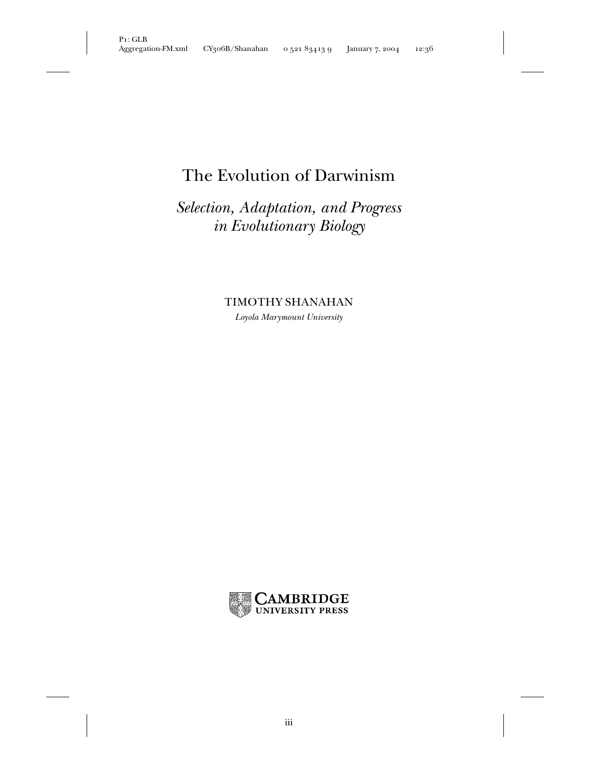# The Evolution of Darwinism

## *Selection, Adaptation, and Progress in Evolutionary Biology*

TIMOTHY SHANAHAN

*Loyola Marymount University*

CAMBRIDGE UNIVERSITY PRESS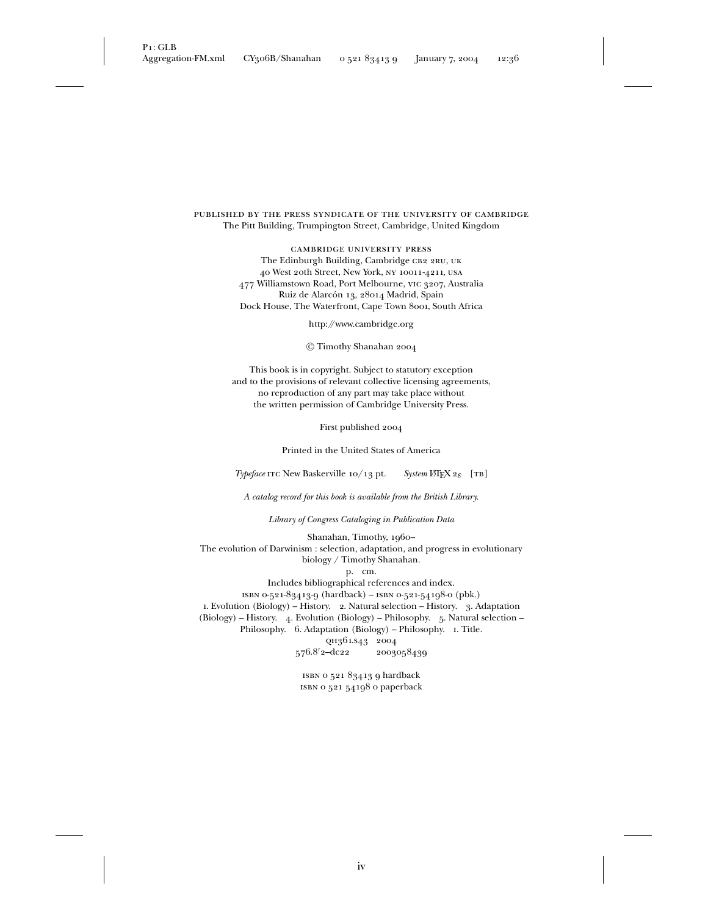PUBLISHED BY THE PRESS SYNDICATE OF THE UNIVERSITY OF CAMBRIDGE
The Pitt Building, Trumpington Street, Cambridge, United Kingdom

CAMBRIDGE UNIVERSITY PRESS
The Edinburgh Building, Cambridge CB2 2RU, UK
40 West 20th Street, New York, NY 10011-4211, USA
477 Williamstown Road, Port Melbourne, VIC 3207, Australia
Ruiz de Alarcón 13, 28014 Madrid, Spain
Dock House, The Waterfront, Cape Town 8001, South Africa

http://www.cambridge.org

© Timothy Shanahan 2004

This book is in copyright. Subject to statutory exception
and to the provisions of relevant collective licensing agreements,
no reproduction of any part may take place without
the written permission of Cambridge University Press.

First published 2004

Printed in the United States of America

*Typeface* ITC New Baskerville 10/13 pt. *System* LaTeX $2_\varepsilon$ [TB]

*A catalog record for this book is available from the British Library.*

*Library of Congress Cataloging in Publication Data*

Shanahan, Timothy, 1960–
The evolution of Darwinism : selection, adaptation, and progress in evolutionary biology / Timothy Shanahan.
p. cm.
Includes bibliographical references and index.
ISBN 0-521-83413-9 (hardback) – ISBN 0-521-54198-0 (pbk.)
1. Evolution (Biology) – History. 2. Natural selection – History. 3. Adaptation (Biology) – History. 4. Evolution (Biology) – Philosophy. 5. Natural selection – Philosophy. 6. Adaptation (Biology) – Philosophy. I. Title.
QH361.S43 2004
576.8′2–dc22 2003058439

ISBN 0 521 83413 9 hardback
ISBN 0 521 54198 0 paperback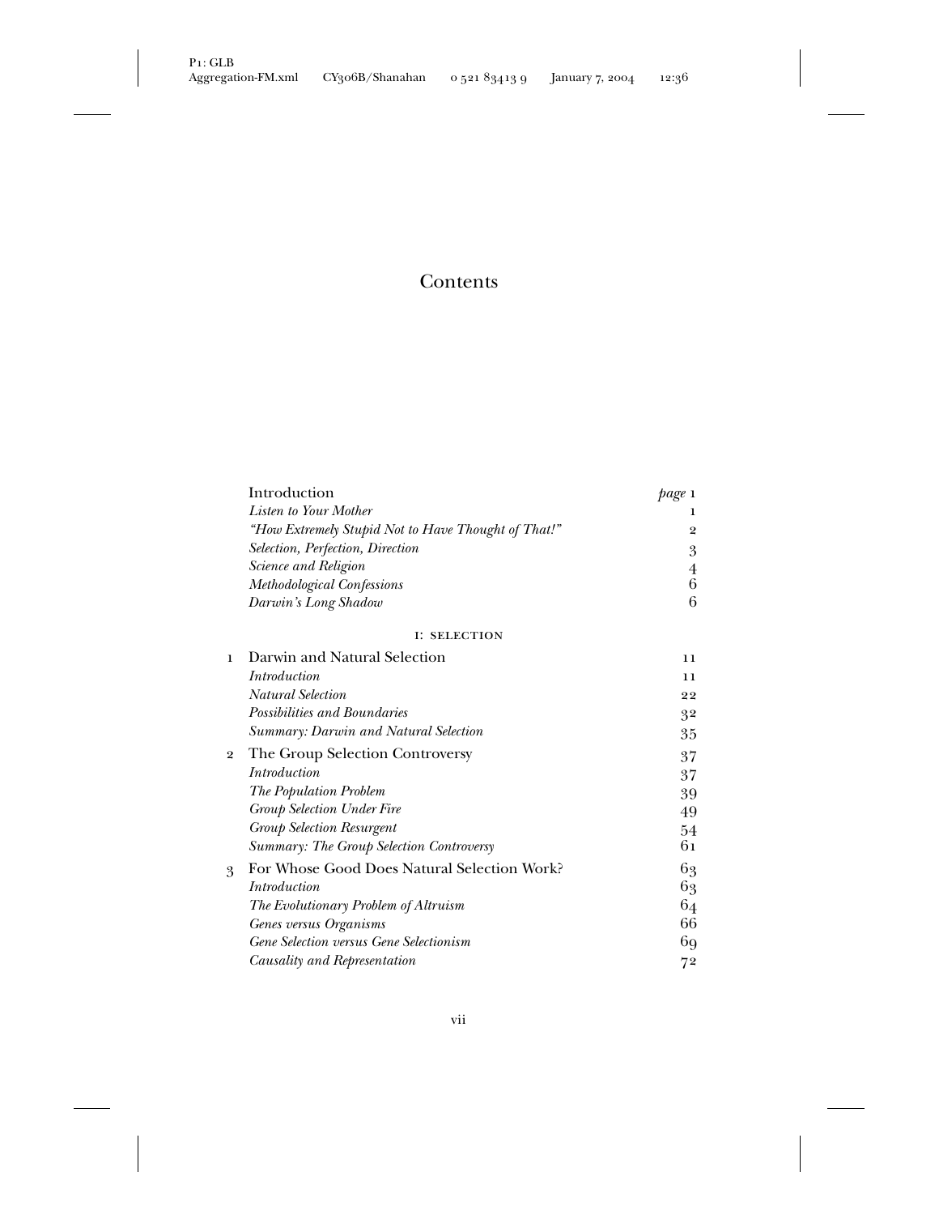# Contents

| | | |
|---|---|---|
| | Introduction | *page* 1 |
| | *Listen to Your Mother* | 1 |
| | *"How Extremely Stupid Not to Have Thought of That!"* | 2 |
| | *Selection, Perfection, Direction* | 3 |
| | *Science and Religion* | 4 |
| | *Methodological Confessions* | 6 |
| | *Darwin's Long Shadow* | 6 |
| | I: SELECTION | |
| 1 | Darwin and Natural Selection | 11 |
| | *Introduction* | 11 |
| | *Natural Selection* | 22 |
| | *Possibilities and Boundaries* | 32 |
| | *Summary: Darwin and Natural Selection* | 35 |
| 2 | The Group Selection Controversy | 37 |
| | *Introduction* | 37 |
| | *The Population Problem* | 39 |
| | *Group Selection Under Fire* | 49 |
| | *Group Selection Resurgent* | 54 |
| | *Summary: The Group Selection Controversy* | 61 |
| 3 | For Whose Good Does Natural Selection Work? | 63 |
| | *Introduction* | 63 |
| | *The Evolutionary Problem of Altruism* | 64 |
| | *Genes versus Organisms* | 66 |
| | *Gene Selection versus Gene Selectionism* | 69 |
| | *Causality and Representation* | 72 |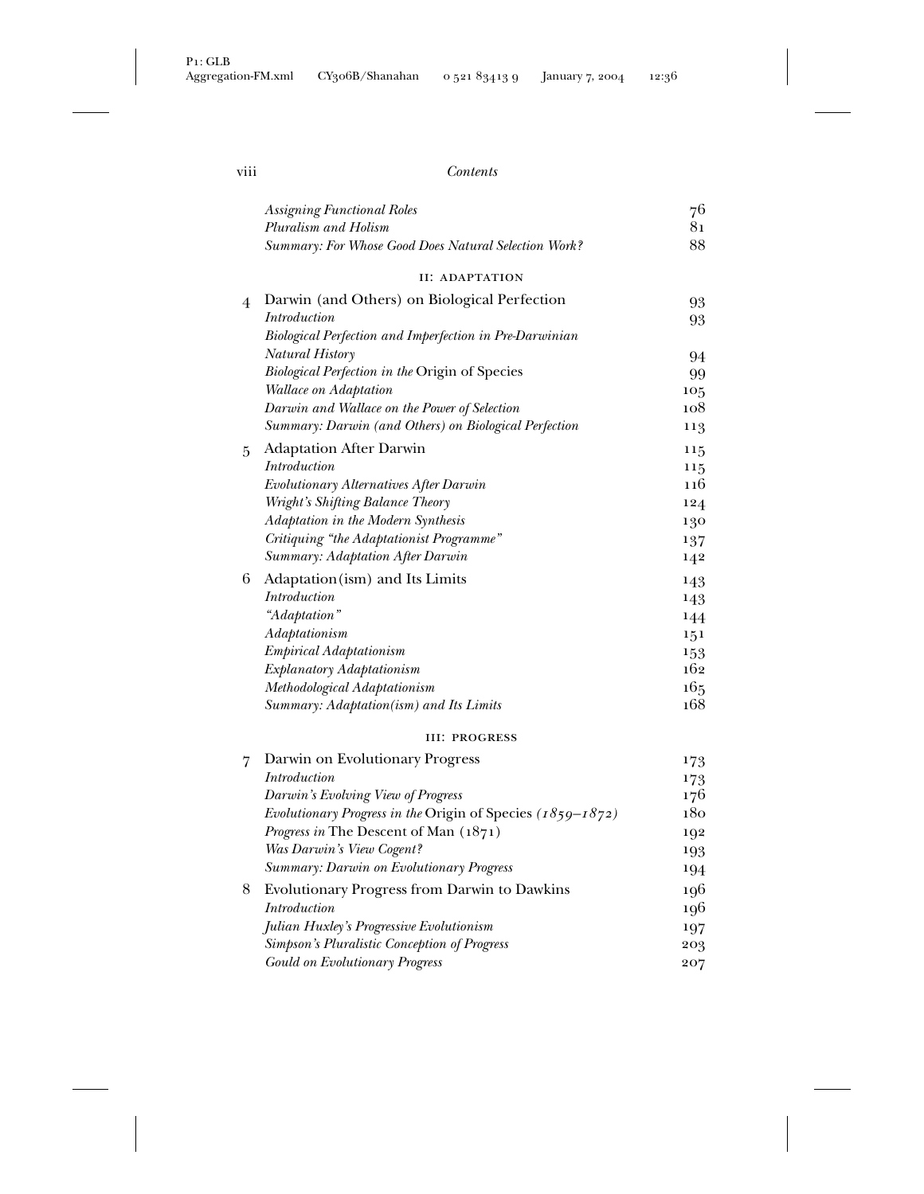| | | |
|---|---|---|
| | *Assigning Functional Roles* | 76 |
| | *Pluralism and Holism* | 81 |
| | *Summary: For Whose Good Does Natural Selection Work?* | 88 |
| | II: ADAPTATION | |
| 4 | Darwin (and Others) on Biological Perfection | 93 |
| | *Introduction* | 93 |
| | *Biological Perfection and Imperfection in Pre-Darwinian Natural History* | 94 |
| | *Biological Perfection in the* Origin of Species | 99 |
| | *Wallace on Adaptation* | 105 |
| | *Darwin and Wallace on the Power of Selection* | 108 |
| | *Summary: Darwin (and Others) on Biological Perfection* | 113 |
| 5 | Adaptation After Darwin | 115 |
| | *Introduction* | 115 |
| | *Evolutionary Alternatives After Darwin* | 116 |
| | *Wright's Shifting Balance Theory* | 124 |
| | *Adaptation in the Modern Synthesis* | 130 |
| | *Critiquing "the Adaptationist Programme"* | 137 |
| | *Summary: Adaptation After Darwin* | 142 |
| 6 | Adaptation(ism) and Its Limits | 143 |
| | *Introduction* | 143 |
| | *"Adaptation"* | 144 |
| | *Adaptationism* | 151 |
| | *Empirical Adaptationism* | 153 |
| | *Explanatory Adaptationism* | 162 |
| | *Methodological Adaptationism* | 165 |
| | *Summary: Adaptation(ism) and Its Limits* | 168 |
| | III: PROGRESS | |
| 7 | Darwin on Evolutionary Progress | 173 |
| | *Introduction* | 173 |
| | *Darwin's Evolving View of Progress* | 176 |
| | *Evolutionary Progress in the* Origin of Species *(1859–1872)* | 180 |
| | *Progress in* The Descent of Man (1871) | 192 |
| | *Was Darwin's View Cogent?* | 193 |
| | *Summary: Darwin on Evolutionary Progress* | 194 |
| 8 | Evolutionary Progress from Darwin to Dawkins | 196 |
| | *Introduction* | 196 |
| | *Julian Huxley's Progressive Evolutionism* | 197 |
| | *Simpson's Pluralistic Conception of Progress* | 203 |
| | *Gould on Evolutionary Progress* | 207 |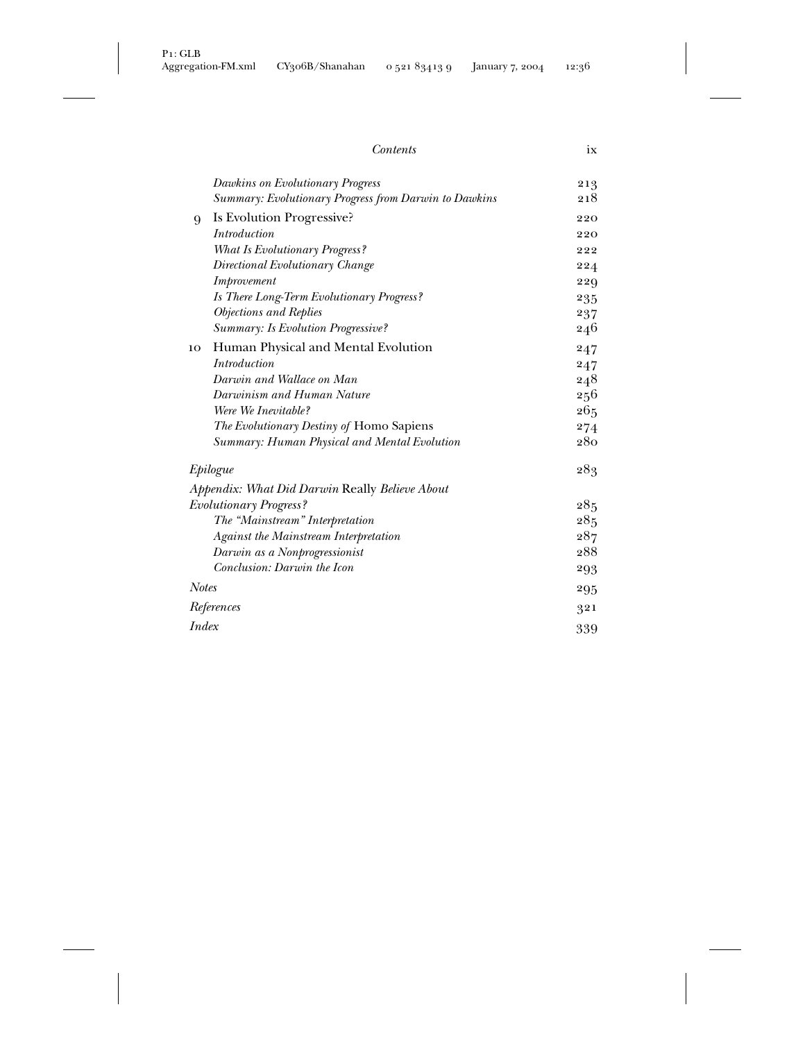*Dawkins on Evolutionary Progress* 213
*Summary: Evolutionary Progress from Darwin to Dawkins* 218

9 Is Evolution Progressive? 220
*Introduction* 220
*What Is Evolutionary Progress?* 222
*Directional Evolutionary Change* 224
*Improvement* 229
*Is There Long-Term Evolutionary Progress?* 235
*Objections and Replies* 237
*Summary: Is Evolution Progressive?* 246

10 Human Physical and Mental Evolution 247
*Introduction* 247
*Darwin and Wallace on Man* 248
*Darwinism and Human Nature* 256
*Were We Inevitable?* 265
*The Evolutionary Destiny of* Homo Sapiens 274
*Summary: Human Physical and Mental Evolution* 280

*Epilogue* 283

*Appendix: What Did Darwin* Really *Believe About Evolutionary Progress?* 285
*The "Mainstream" Interpretation* 285
*Against the Mainstream Interpretation* 287
*Darwin as a Nonprogressionist* 288
*Conclusion: Darwin the Icon* 293

*Notes* 295

*References* 321

*Index* 339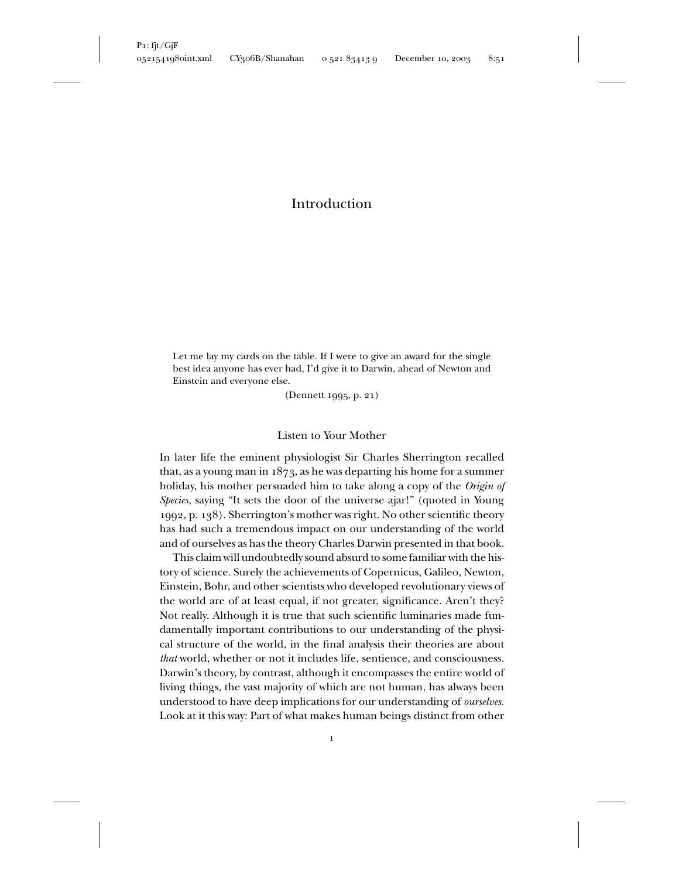# Introduction

> Let me lay my cards on the table. If I were to give an award for the single best idea anyone has ever had, I'd give it to Darwin, ahead of Newton and Einstein and everyone else.
>
> (Dennett 1995, p. 21)

## Listen to Your Mother

In later life the eminent physiologist Sir Charles Sherrington recalled that, as a young man in 1873, as he was departing his home for a summer holiday, his mother persuaded him to take along a copy of the *Origin of Species*, saying "It sets the door of the universe ajar!" (quoted in Young 1992, p. 138). Sherrington's mother was right. No other scientific theory has had such a tremendous impact on our understanding of the world and of ourselves as has the theory Charles Darwin presented in that book.

This claim will undoubtedly sound absurd to some familiar with the history of science. Surely the achievements of Copernicus, Galileo, Newton, Einstein, Bohr, and other scientists who developed revolutionary views of the world are of at least equal, if not greater, significance. Aren't they? Not really. Although it is true that such scientific luminaries made fundamentally important contributions to our understanding of the physical structure of the world, in the final analysis their theories are about *that* world, whether or not it includes life, sentience, and consciousness. Darwin's theory, by contrast, although it encompasses the entire world of living things, the vast majority of which are not human, has always been understood to have deep implications for our understanding of *ourselves*. Look at it this way: Part of what makes human beings distinct from other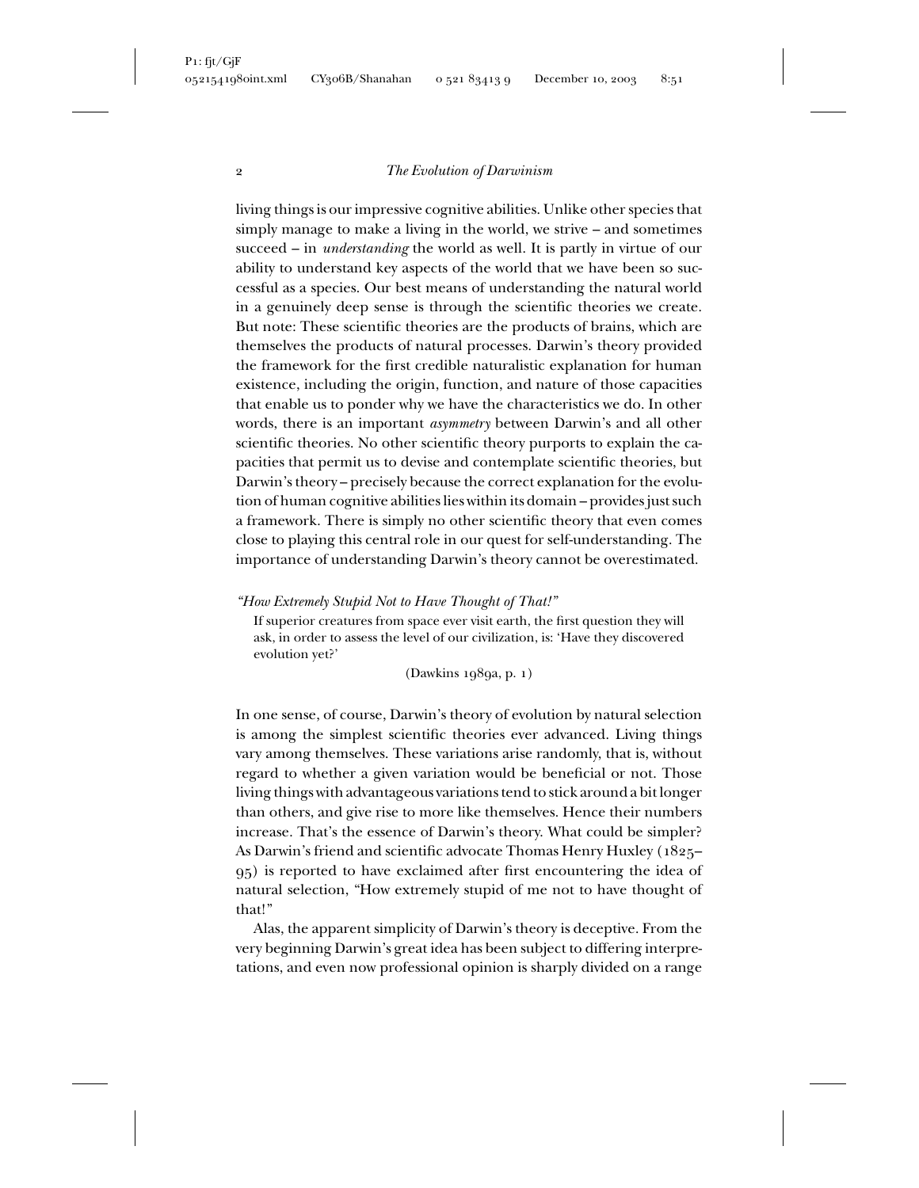living things is our impressive cognitive abilities. Unlike other species that simply manage to make a living in the world, we strive – and sometimes succeed – in *understanding* the world as well. It is partly in virtue of our ability to understand key aspects of the world that we have been so successful as a species. Our best means of understanding the natural world in a genuinely deep sense is through the scientific theories we create. But note: These scientific theories are the products of brains, which are themselves the products of natural processes. Darwin's theory provided the framework for the first credible naturalistic explanation for human existence, including the origin, function, and nature of those capacities that enable us to ponder why we have the characteristics we do. In other words, there is an important *asymmetry* between Darwin's and all other scientific theories. No other scientific theory purports to explain the capacities that permit us to devise and contemplate scientific theories, but Darwin's theory – precisely because the correct explanation for the evolution of human cognitive abilities lies within its domain – provides just such a framework. There is simply no other scientific theory that even comes close to playing this central role in our quest for self-understanding. The importance of understanding Darwin's theory cannot be overestimated.

### *"How Extremely Stupid Not to Have Thought of That!"*

> If superior creatures from space ever visit earth, the first question they will ask, in order to assess the level of our civilization, is: 'Have they discovered evolution yet?'
>
> (Dawkins 1989a, p. 1)

In one sense, of course, Darwin's theory of evolution by natural selection is among the simplest scientific theories ever advanced. Living things vary among themselves. These variations arise randomly, that is, without regard to whether a given variation would be beneficial or not. Those living things with advantageous variations tend to stick around a bit longer than others, and give rise to more like themselves. Hence their numbers increase. That's the essence of Darwin's theory. What could be simpler? As Darwin's friend and scientific advocate Thomas Henry Huxley (1825–95) is reported to have exclaimed after first encountering the idea of natural selection, "How extremely stupid of me not to have thought of that!"

Alas, the apparent simplicity of Darwin's theory is deceptive. From the very beginning Darwin's great idea has been subject to differing interpretations, and even now professional opinion is sharply divided on a range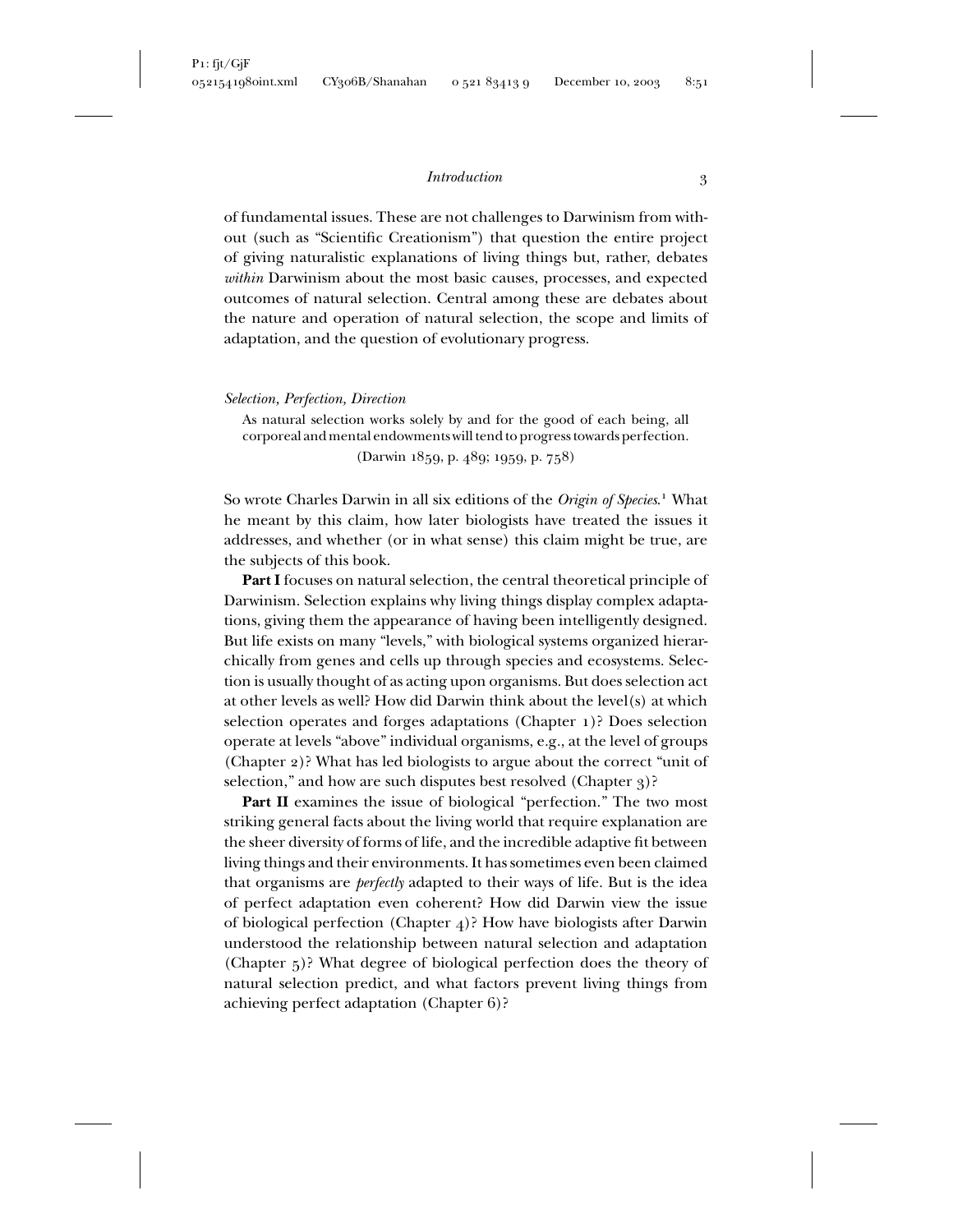of fundamental issues. These are not challenges to Darwinism from without (such as "Scientific Creationism") that question the entire project of giving naturalistic explanations of living things but, rather, debates *within* Darwinism about the most basic causes, processes, and expected outcomes of natural selection. Central among these are debates about the nature and operation of natural selection, the scope and limits of adaptation, and the question of evolutionary progress.

### *Selection, Perfection, Direction*

> As natural selection works solely by and for the good of each being, all corporeal and mental endowments will tend to progress towards perfection.
>
> (Darwin 1859, p. 489; 1959, p. 758)

So wrote Charles Darwin in all six editions of the *Origin of Species*.[1] What he meant by this claim, how later biologists have treated the issues it addresses, and whether (or in what sense) this claim might be true, are the subjects of this book.

**Part I** focuses on natural selection, the central theoretical principle of Darwinism. Selection explains why living things display complex adaptations, giving them the appearance of having been intelligently designed. But life exists on many "levels," with biological systems organized hierarchically from genes and cells up through species and ecosystems. Selection is usually thought of as acting upon organisms. But does selection act at other levels as well? How did Darwin think about the level(s) at which selection operates and forges adaptations (Chapter 1)? Does selection operate at levels "above" individual organisms, e.g., at the level of groups (Chapter 2)? What has led biologists to argue about the correct "unit of selection," and how are such disputes best resolved (Chapter 3)?

**Part II** examines the issue of biological "perfection." The two most striking general facts about the living world that require explanation are the sheer diversity of forms of life, and the incredible adaptive fit between living things and their environments. It has sometimes even been claimed that organisms are *perfectly* adapted to their ways of life. But is the idea of perfect adaptation even coherent? How did Darwin view the issue of biological perfection (Chapter 4)? How have biologists after Darwin understood the relationship between natural selection and adaptation (Chapter 5)? What degree of biological perfection does the theory of natural selection predict, and what factors prevent living things from achieving perfect adaptation (Chapter 6)?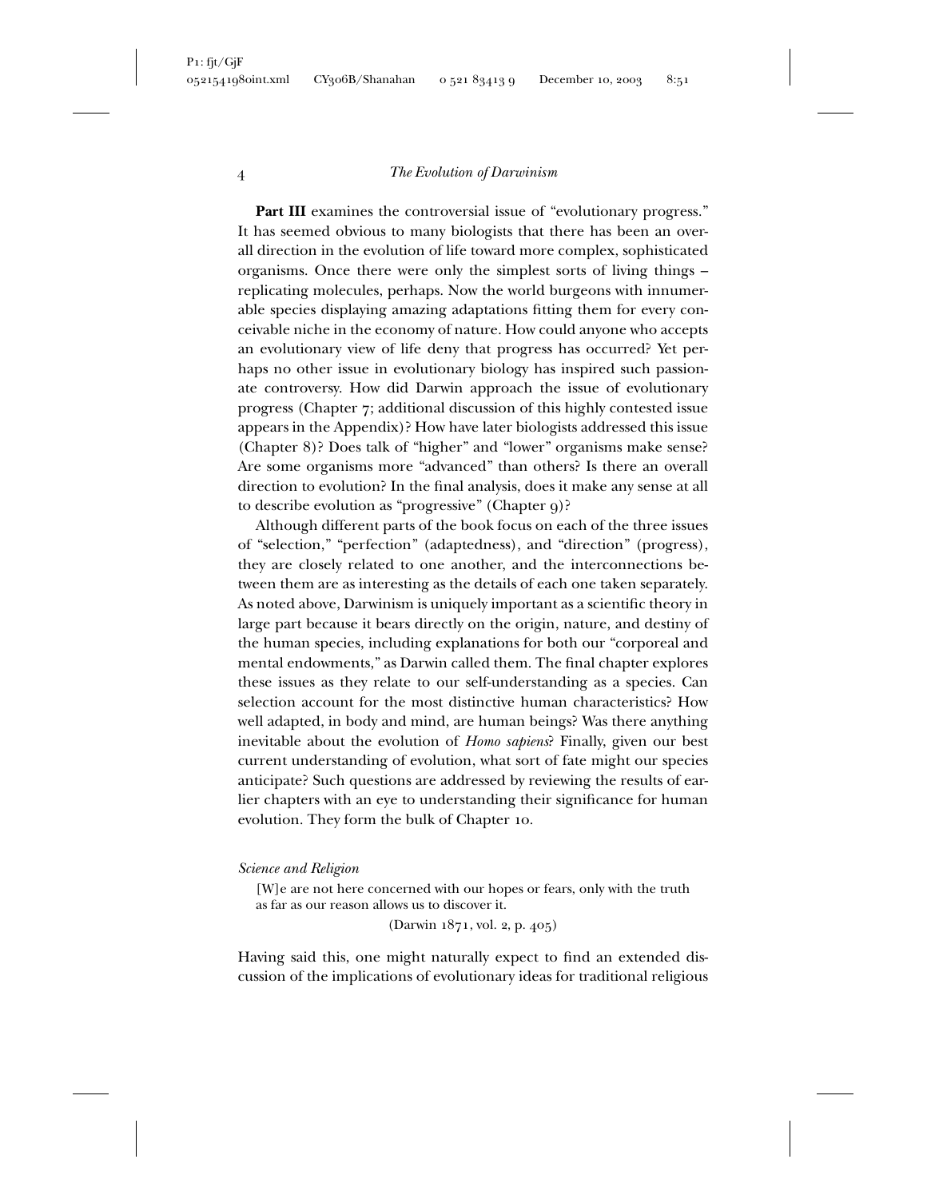**Part III** examines the controversial issue of "evolutionary progress." It has seemed obvious to many biologists that there has been an overall direction in the evolution of life toward more complex, sophisticated organisms. Once there were only the simplest sorts of living things – replicating molecules, perhaps. Now the world burgeons with innumerable species displaying amazing adaptations fitting them for every conceivable niche in the economy of nature. How could anyone who accepts an evolutionary view of life deny that progress has occurred? Yet perhaps no other issue in evolutionary biology has inspired such passionate controversy. How did Darwin approach the issue of evolutionary progress (Chapter 7; additional discussion of this highly contested issue appears in the Appendix)? How have later biologists addressed this issue (Chapter 8)? Does talk of "higher" and "lower" organisms make sense? Are some organisms more "advanced" than others? Is there an overall direction to evolution? In the final analysis, does it make any sense at all to describe evolution as "progressive" (Chapter 9)?

Although different parts of the book focus on each of the three issues of "selection," "perfection" (adaptedness), and "direction" (progress), they are closely related to one another, and the interconnections between them are as interesting as the details of each one taken separately. As noted above, Darwinism is uniquely important as a scientific theory in large part because it bears directly on the origin, nature, and destiny of the human species, including explanations for both our "corporeal and mental endowments," as Darwin called them. The final chapter explores these issues as they relate to our self-understanding as a species. Can selection account for the most distinctive human characteristics? How well adapted, in body and mind, are human beings? Was there anything inevitable about the evolution of *Homo sapiens*? Finally, given our best current understanding of evolution, what sort of fate might our species anticipate? Such questions are addressed by reviewing the results of earlier chapters with an eye to understanding their significance for human evolution. They form the bulk of Chapter 10.

*Science and Religion*

> [W]e are not here concerned with our hopes or fears, only with the truth as far as our reason allows us to discover it.
>
> (Darwin 1871, vol. 2, p. 405)

Having said this, one might naturally expect to find an extended discussion of the implications of evolutionary ideas for traditional religious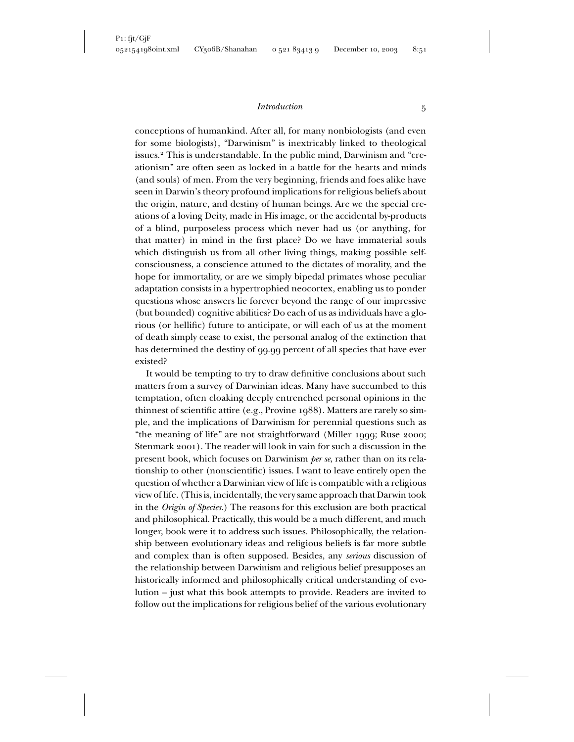conceptions of humankind. After all, for many nonbiologists (and even for some biologists), "Darwinism" is inextricably linked to theological issues.[2] This is understandable. In the public mind, Darwinism and "creationism" are often seen as locked in a battle for the hearts and minds (and souls) of men. From the very beginning, friends and foes alike have seen in Darwin's theory profound implications for religious beliefs about the origin, nature, and destiny of human beings. Are we the special creations of a loving Deity, made in His image, or the accidental by-products of a blind, purposeless process which never had us (or anything, for that matter) in mind in the first place? Do we have immaterial souls which distinguish us from all other living things, making possible self-consciousness, a conscience attuned to the dictates of morality, and the hope for immortality, or are we simply bipedal primates whose peculiar adaptation consists in a hypertrophied neocortex, enabling us to ponder questions whose answers lie forever beyond the range of our impressive (but bounded) cognitive abilities? Do each of us as individuals have a glorious (or hellific) future to anticipate, or will each of us at the moment of death simply cease to exist, the personal analog of the extinction that has determined the destiny of 99.99 percent of all species that have ever existed?

It would be tempting to try to draw definitive conclusions about such matters from a survey of Darwinian ideas. Many have succumbed to this temptation, often cloaking deeply entrenched personal opinions in the thinnest of scientific attire (e.g., Provine 1988). Matters are rarely so simple, and the implications of Darwinism for perennial questions such as "the meaning of life" are not straightforward (Miller 1999; Ruse 2000; Stenmark 2001). The reader will look in vain for such a discussion in the present book, which focuses on Darwinism *per se*, rather than on its relationship to other (nonscientific) issues. I want to leave entirely open the question of whether a Darwinian view of life is compatible with a religious view of life. (This is, incidentally, the very same approach that Darwin took in the *Origin of Species*.) The reasons for this exclusion are both practical and philosophical. Practically, this would be a much different, and much longer, book were it to address such issues. Philosophically, the relationship between evolutionary ideas and religious beliefs is far more subtle and complex than is often supposed. Besides, any *serious* discussion of the relationship between Darwinism and religious belief presupposes an historically informed and philosophically critical understanding of evolution – just what this book attempts to provide. Readers are invited to follow out the implications for religious belief of the various evolutionary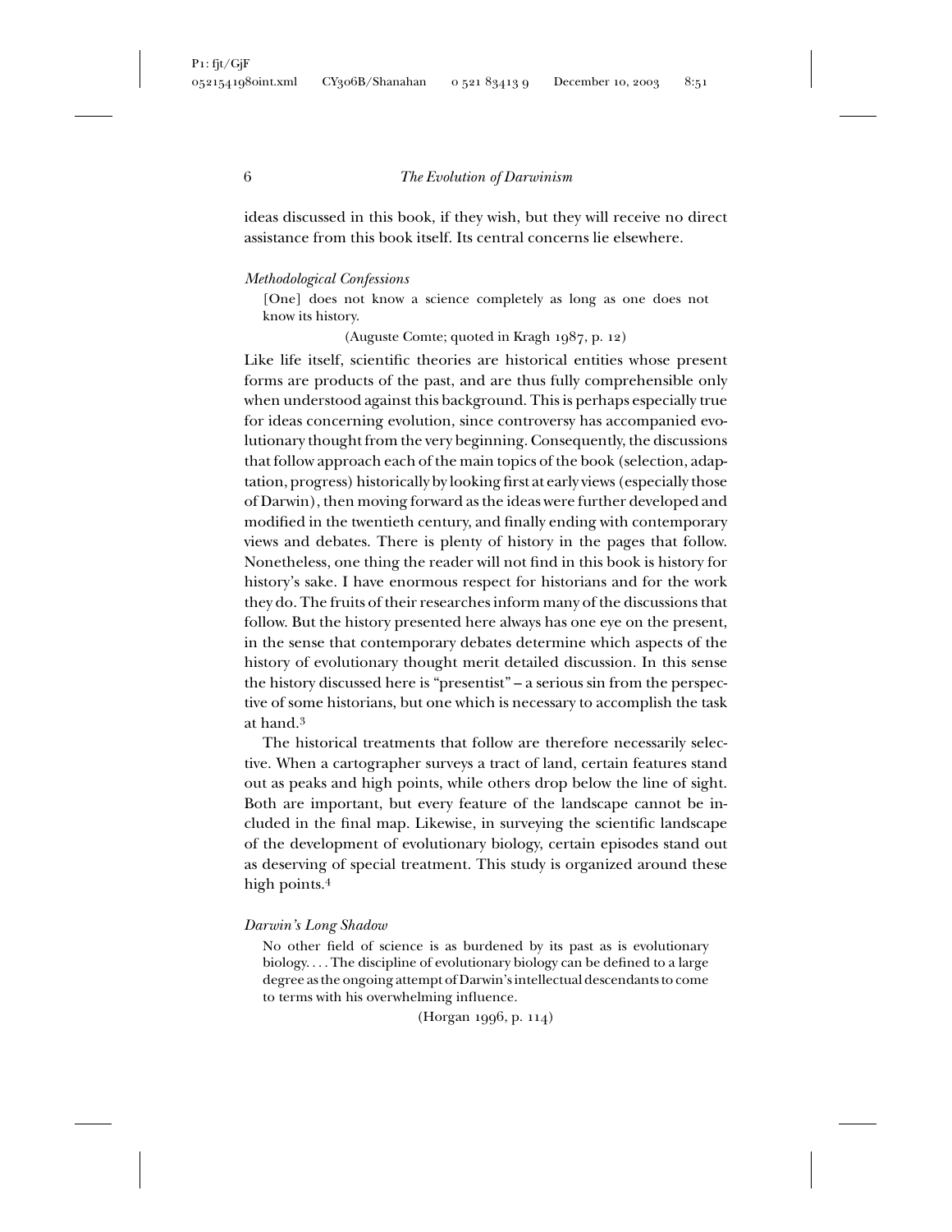ideas discussed in this book, if they wish, but they will receive no direct assistance from this book itself. Its central concerns lie elsewhere.

### *Methodological Confessions*

> [One] does not know a science completely as long as one does not know its history.
>
> (Auguste Comte; quoted in Kragh 1987, p. 12)

Like life itself, scientific theories are historical entities whose present forms are products of the past, and are thus fully comprehensible only when understood against this background. This is perhaps especially true for ideas concerning evolution, since controversy has accompanied evolutionary thought from the very beginning. Consequently, the discussions that follow approach each of the main topics of the book (selection, adaptation, progress) historically by looking first at early views (especially those of Darwin), then moving forward as the ideas were further developed and modified in the twentieth century, and finally ending with contemporary views and debates. There is plenty of history in the pages that follow. Nonetheless, one thing the reader will not find in this book is history for history's sake. I have enormous respect for historians and for the work they do. The fruits of their researches inform many of the discussions that follow. But the history presented here always has one eye on the present, in the sense that contemporary debates determine which aspects of the history of evolutionary thought merit detailed discussion. In this sense the history discussed here is "presentist" – a serious sin from the perspective of some historians, but one which is necessary to accomplish the task at hand.[3]

The historical treatments that follow are therefore necessarily selective. When a cartographer surveys a tract of land, certain features stand out as peaks and high points, while others drop below the line of sight. Both are important, but every feature of the landscape cannot be included in the final map. Likewise, in surveying the scientific landscape of the development of evolutionary biology, certain episodes stand out as deserving of special treatment. This study is organized around these high points.[4]

### *Darwin's Long Shadow*

> No other field of science is as burdened by its past as is evolutionary biology. . . . The discipline of evolutionary biology can be defined to a large degree as the ongoing attempt of Darwin's intellectual descendants to come to terms with his overwhelming influence.
>
> (Horgan 1996, p. 114)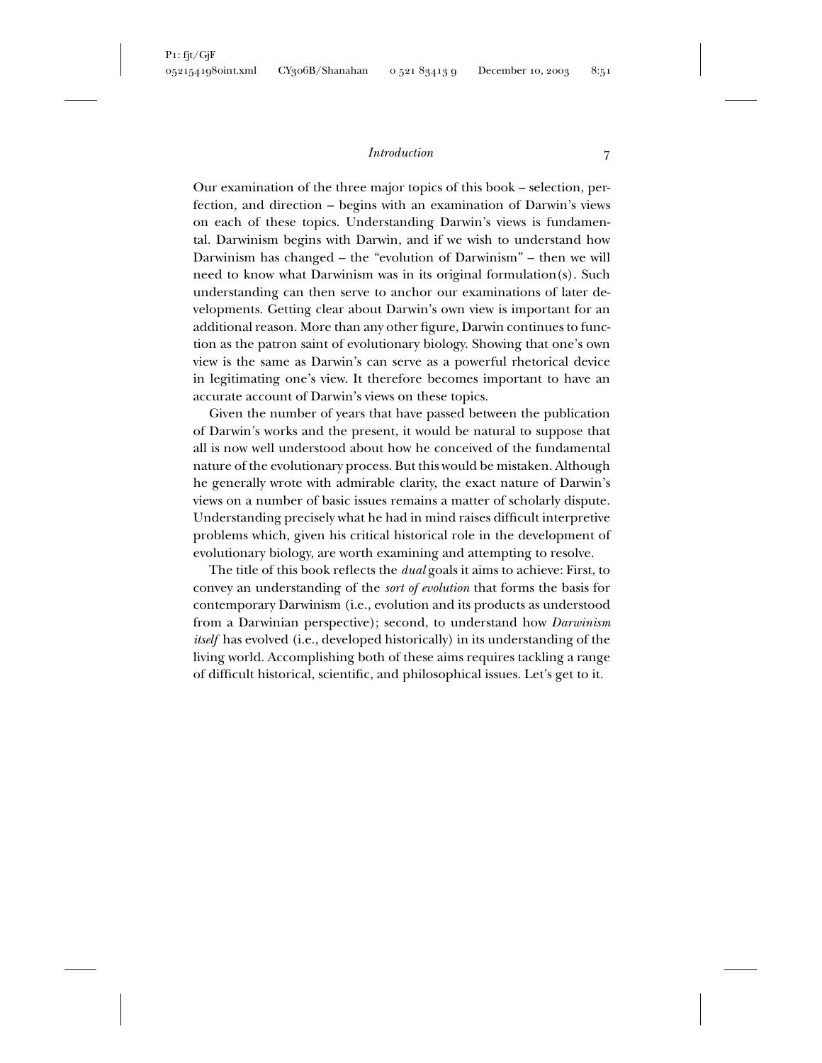Our examination of the three major topics of this book – selection, perfection, and direction – begins with an examination of Darwin's views on each of these topics. Understanding Darwin's views is fundamental. Darwinism begins with Darwin, and if we wish to understand how Darwinism has changed – the "evolution of Darwinism" – then we will need to know what Darwinism was in its original formulation(s). Such understanding can then serve to anchor our examinations of later developments. Getting clear about Darwin's own view is important for an additional reason. More than any other figure, Darwin continues to function as the patron saint of evolutionary biology. Showing that one's own view is the same as Darwin's can serve as a powerful rhetorical device in legitimating one's view. It therefore becomes important to have an accurate account of Darwin's views on these topics.

Given the number of years that have passed between the publication of Darwin's works and the present, it would be natural to suppose that all is now well understood about how he conceived of the fundamental nature of the evolutionary process. But this would be mistaken. Although he generally wrote with admirable clarity, the exact nature of Darwin's views on a number of basic issues remains a matter of scholarly dispute. Understanding precisely what he had in mind raises difficult interpretive problems which, given his critical historical role in the development of evolutionary biology, are worth examining and attempting to resolve.

The title of this book reflects the *dual* goals it aims to achieve: First, to convey an understanding of the *sort of evolution* that forms the basis for contemporary Darwinism (i.e., evolution and its products as understood from a Darwinian perspective); second, to understand how *Darwinism itself* has evolved (i.e., developed historically) in its understanding of the living world. Accomplishing both of these aims requires tackling a range of difficult historical, scientific, and philosophical issues. Let's get to it.